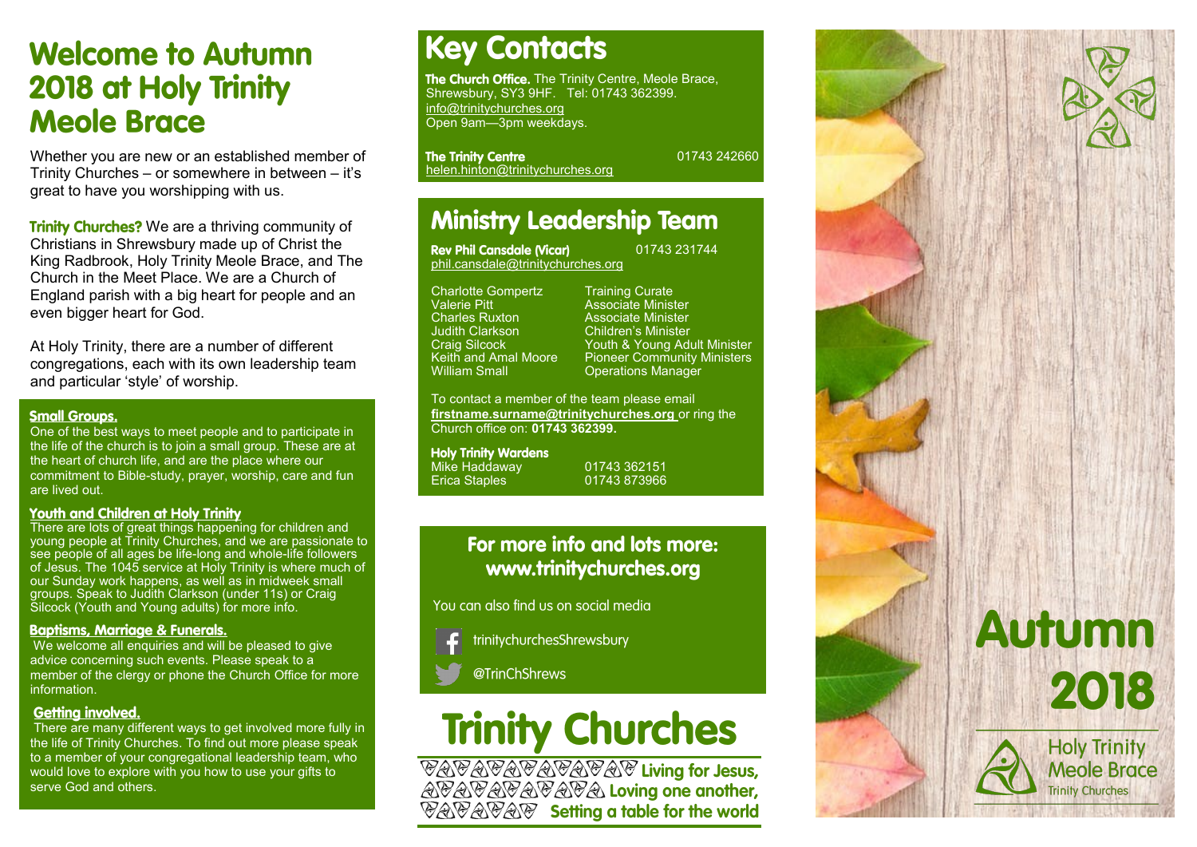# Welcome to Autumn 2018 at Holy Trinity Meole Brace

Whether you are new or an established member of Trinity Churches – or somewhere in between – it's great to have you worshipping with us.

**Trinity Churches?** We are a thriving community of Christians in Shrewsbury made up of Christ the King Radbrook, Holy Trinity Meole Brace, and The Church in the Meet Place. We are a Church of England parish with a big heart for people and an even bigger heart for God.

At Holy Trinity, there are a number of different congregations, each with its own leadership team and particular 'style' of worship.

### Small Groups.

One of the best ways to meet people and to participate in the life of the church is to join a small group. These are at the heart of church life, and are the place where our commitment to Bible-study, prayer, worship, care and fun are lived out.

### Youth and Children at Holy Trinity

There are lots of great things happening for children and young people at Trinity Churches, and we are passionate to see people of all ages be life-long and whole-life followers of Jesus. The 1045 service at Holy Trinity is where much of our Sunday work happens, as well as in midweek small groups. Speak to Judith Clarkson (under 11s) or Craig Silcock (Youth and Young adults) for more info.

### Baptisms, Marriage & Funerals.

We welcome all enquiries and will be pleased to give advice concerning such events. Please speak to a member of the clergy or phone the Church Office for more information.

### Getting involved.

There are many different ways to get involved more fully in the life of Trinity Churches. To find out more please speak to a member of your congregational leadership team, who would love to explore with you how to use your gifts to serve God and others.

# Key Contacts

**The Church Office.** The Trinity Centre, Meole Brace, Shrewsbury, SY3 9HF. Tel: 01743 362399.
info@trinitychurches.org
Open 9am—3pm weekdays.

**The Trinity Centre** 01743 242660
helen.hinton@trinitychurches.org

# Ministry Leadership Team

**Rev Phil Cansdale (Vicar)** 01743 231744
phil.cansdale@trinitychurches.org

| Name | Role |
|---|---|
| Charlotte Gompertz | Training Curate |
| Valerie Pitt | Associate Minister |
| Charles Ruxton | Associate Minister |
| Judith Clarkson | Children's Minister |
| Craig Silcock | Youth & Young Adult Minister |
| Keith and Amal Moore | Pioneer Community Ministers |
| William Small | Operations Manager |

To contact a member of the team please email **firstname.surname@trinitychurches.org** or ring the Church office on: **01743 362399.**

**Holy Trinity Wardens**

| Name | Phone |
|---|---|
| Mike Haddaway | 01743 362151 |
| Erica Staples | 01743 873966 |

## For more info and lots more: www.trinitychurches.org

You can also find us on social media

trinitychurchesShrewsbury

@TrinChShrews

# Trinity Churches

**Living for Jesus, Loving one another, Setting a table for the world**

# Autumn 2018

Holy Trinity Meole Brace
Trinity Churches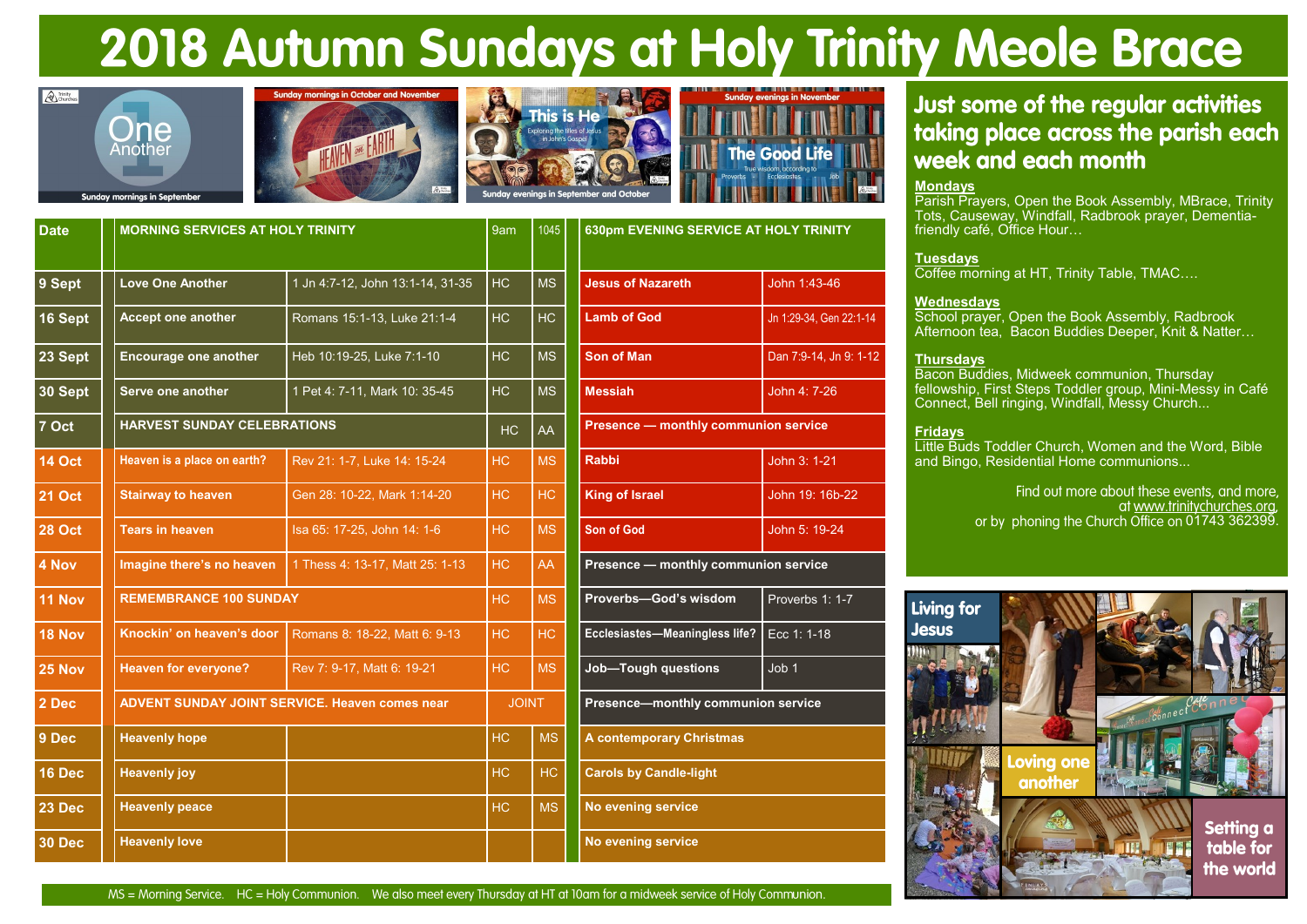# 2018 Autumn Sundays at Holy Trinity Meole Brace

One Another — Sunday mornings in September

Sunday mornings in October and November — Heaven on Earth

This is He — Exploring the titles of Jesus in John's Gospel — Sunday evenings in September and October

Sunday evenings in November — The Good Life — True wisdom, according to Proverbs, Ecclesiastes, Job

| Date | MORNING SERVICES AT HOLY TRINITY | | 9am | 1045 | 630pm EVENING SERVICE AT HOLY TRINITY | |
|---|---|---|---|---|---|---|
| 9 Sept | Love One Another | 1 Jn 4:7-12, John 13:1-14, 31-35 | HC | MS | Jesus of Nazareth | John 1:43-46 |
| 16 Sept | Accept one another | Romans 15:1-13, Luke 21:1-4 | HC | HC | Lamb of God | Jn 1:29-34, Gen 22:1-14 |
| 23 Sept | Encourage one another | Heb 10:19-25, Luke 7:1-10 | HC | MS | Son of Man | Dan 7:9-14, Jn 9: 1-12 |
| 30 Sept | Serve one another | 1 Pet 4: 7-11, Mark 10: 35-45 | HC | MS | Messiah | John 4: 7-26 |
| 7 Oct | HARVEST SUNDAY CELEBRATIONS | | HC | AA | Presence — monthly communion service | |
| 14 Oct | Heaven is a place on earth? | Rev 21: 1-7, Luke 14: 15-24 | HC | MS | Rabbi | John 3: 1-21 |
| 21 Oct | Stairway to heaven | Gen 28: 10-22, Mark 1:14-20 | HC | HC | King of Israel | John 19: 16b-22 |
| 28 Oct | Tears in heaven | Isa 65: 17-25, John 14: 1-6 | HC | MS | Son of God | John 5: 19-24 |
| 4 Nov | Imagine there's no heaven | 1 Thess 4: 13-17, Matt 25: 1-13 | HC | AA | Presence — monthly communion service | |
| 11 Nov | REMEMBRANCE 100 SUNDAY | | HC | MS | Proverbs—God's wisdom | Proverbs 1: 1-7 |
| 18 Nov | Knockin' on heaven's door | Romans 8: 18-22, Matt 6: 9-13 | HC | HC | Ecclesiastes—Meaningless life? | Ecc 1: 1-18 |
| 25 Nov | Heaven for everyone? | Rev 7: 9-17, Matt 6: 19-21 | HC | MS | Job—Tough questions | Job 1 |
| 2 Dec | ADVENT SUNDAY JOINT SERVICE. Heaven comes near | | JOINT | | Presence—monthly communion service | |
| 9 Dec | Heavenly hope | | HC | MS | A contemporary Christmas | |
| 16 Dec | Heavenly joy | | HC | HC | Carols by Candle-light | |
| 23 Dec | Heavenly peace | | HC | MS | No evening service | |
| 30 Dec | Heavenly love | | | | No evening service | |

MS = Morning Service. HC = Holy Communion. We also meet every Thursday at HT at 10am for a midweek service of Holy Communion.

## Just some of the regular activities taking place across the parish each week and each month

**Mondays**
Parish Prayers, Open the Book Assembly, MBrace, Trinity Tots, Causeway, Windfall, Radbrook prayer, Dementia-friendly café, Office Hour…

**Tuesdays**
Coffee morning at HT, Trinity Table, TMAC….

**Wednesdays**
School prayer, Open the Book Assembly, Radbrook Afternoon tea, Bacon Buddies Deeper, Knit & Natter…

**Thursdays**
Bacon Buddies, Midweek communion, Thursday fellowship, First Steps Toddler group, Mini-Messy in Café Connect, Bell ringing, Windfall, Messy Church...

**Fridays**
Little Buds Toddler Church, Women and the Word, Bible and Bingo, Residential Home communions...

Find out more about these events, and more, at www.trinitychurches.org, or by phoning the Church Office on 01743 362399.

Living for Jesus

Loving one another

Setting a table for the world